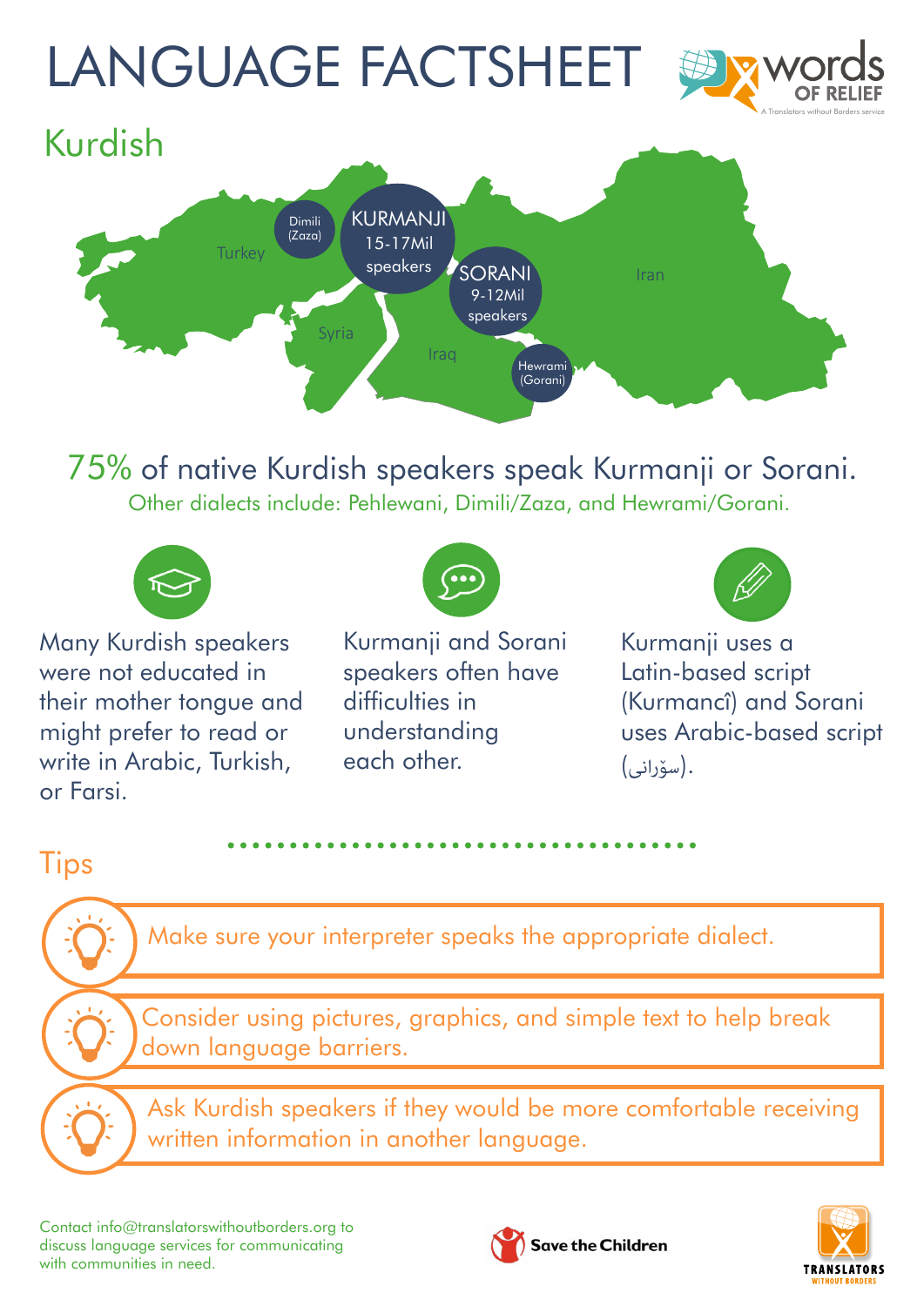# LANGUAGE FACTSHEET

words OF RELIEF
A Translators without Borders service

## Kurdish

Dimili (Zaza)

KURMANJI 15-17Mil speakers

SORANI 9-12Mil speakers

Hewrami (Gorani)

Turkey

Syria

Iraq

Iran

75% of native Kurdish speakers speak Kurmanji or Sorani.

Other dialects include: Pehlewani, Dimili/Zaza, and Hewrami/Gorani.

Many Kurdish speakers were not educated in their mother tongue and might prefer to read or write in Arabic, Turkish, or Farsi.

Kurmanji and Sorani speakers often have difficulties in understanding each other.

Kurmanji uses a Latin-based script (Kurmancî) and Sorani uses Arabic-based script (سۆرانی).

## Tips

- Make sure your interpreter speaks the appropriate dialect.
- Consider using pictures, graphics, and simple text to help break down language barriers.
- Ask Kurdish speakers if they would be more comfortable receiving written information in another language.

Contact info@translatorswithoutborders.org to discuss language services for communicating with communities in need.

Save the Children

TRANSLATORS WITHOUT BORDERS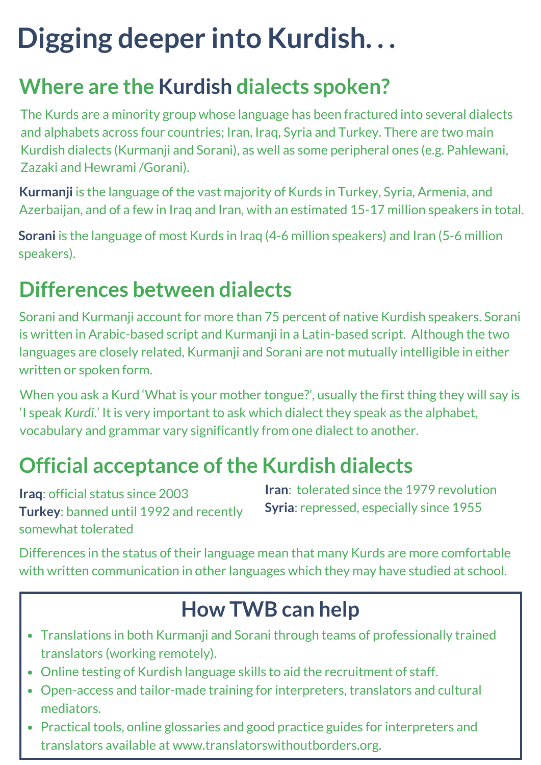# Digging deeper into Kurdish. . .

## Where are the Kurdish dialects spoken?

The Kurds are a minority group whose language has been fractured into several dialects and alphabets across four countries; Iran, Iraq, Syria and Turkey. There are two main Kurdish dialects (Kurmanji and Sorani), as well as some peripheral ones (e.g. Pahlewani, Zazaki and Hewrami /Gorani).

**Kurmanji** is the language of the vast majority of Kurds in Turkey, Syria, Armenia, and Azerbaijan, and of a few in Iraq and Iran, with an estimated 15-17 million speakers in total.

**Sorani** is the language of most Kurds in Iraq (4-6 million speakers) and Iran (5-6 million speakers).

## Differences between dialects

Sorani and Kurmanji account for more than 75 percent of native Kurdish speakers. Sorani is written in Arabic-based script and Kurmanji in a Latin-based script. Although the two languages are closely related, Kurmanji and Sorani are not mutually intelligible in either written or spoken form.

When you ask a Kurd 'What is your mother tongue?', usually the first thing they will say is 'I speak *Kurdi*.' It is very important to ask which dialect they speak as the alphabet, vocabulary and grammar vary significantly from one dialect to another.

## Official acceptance of the Kurdish dialects

**Iraq**: official status since 2003
**Turkey**: banned until 1992 and recently somewhat tolerated
**Iran**: tolerated since the 1979 revolution
**Syria**: repressed, especially since 1955

Differences in the status of their language mean that many Kurds are more comfortable with written communication in other languages which they may have studied at school.

## How TWB can help

- Translations in both Kurmanji and Sorani through teams of professionally trained translators (working remotely).
- Online testing of Kurdish language skills to aid the recruitment of staff.
- Open-access and tailor-made training for interpreters, translators and cultural mediators.
- Practical tools, online glossaries and good practice guides for interpreters and translators available at www.translatorswithoutborders.org.